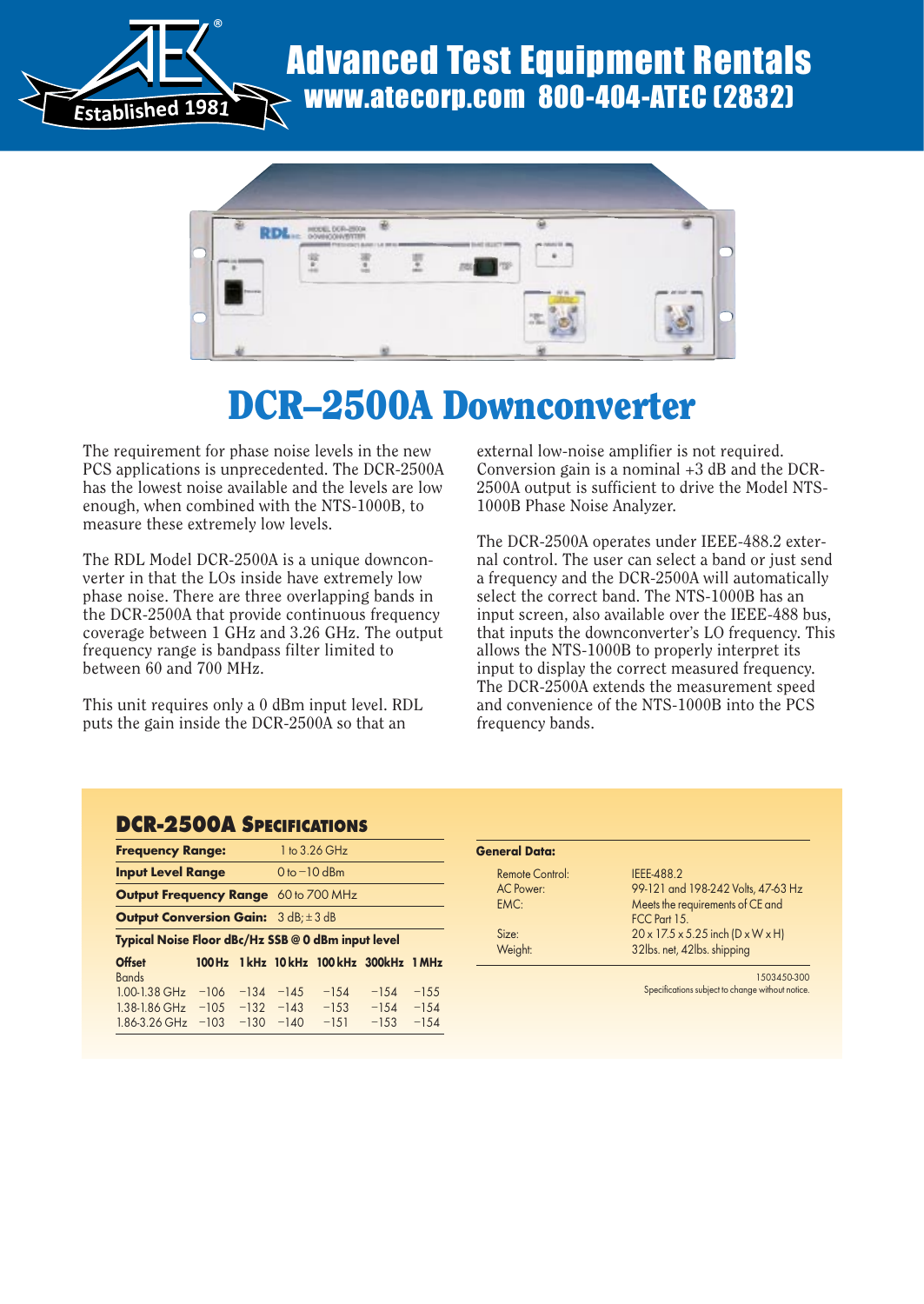# Advanced Test Equipment Rentals

www.atecorp.com 800-404-ATEC (2832)

# DCR–2500A Downconverter

The requirement for phase noise levels in the new PCS applications is unprecedented. The DCR-2500A has the lowest noise available and the levels are low enough, when combined with the NTS-1000B, to measure these extremely low levels.

The RDL Model DCR-2500A is a unique downconverter in that the LOs inside have extremely low phase noise. There are three overlapping bands in the DCR-2500A that provide continuous frequency coverage between 1 GHz and 3.26 GHz. The output frequency range is bandpass filter limited to between 60 and 700 MHz.

This unit requires only a 0 dBm input level. RDL puts the gain inside the DCR-2500A so that an external low-noise amplifier is not required. Conversion gain is a nominal +3 dB and the DCR-2500A output is sufficient to drive the Model NTS-1000B Phase Noise Analyzer.

The DCR-2500A operates under IEEE-488.2 external control. The user can select a band or just send a frequency and the DCR-2500A will automatically select the correct band. The NTS-1000B has an input screen, also available over the IEEE-488 bus, that inputs the downconverter's LO frequency. This allows the NTS-1000B to properly interpret its input to display the correct measured frequency. The DCR-2500A extends the measurement speed and convenience of the NTS-1000B into the PCS frequency bands.

## DCR-2500A Specifications

| | |
|---|---|
| **Frequency Range:** | 1 to 3.26 GHz |
| **Input Level Range** | 0 to −10 dBm |
| **Output Frequency Range** | 60 to 700 MHz |
| **Output Conversion Gain:** | 3 dB; ± 3 dB |

**Typical Noise Floor dBc/Hz SSB @ 0 dBm input level**

| Offset / Bands | 100 Hz | 1 kHz | 10 kHz | 100 kHz | 300kHz | 1 MHz |
|---|---|---|---|---|---|---|
| 1.00-1.38 GHz | −106 | −134 | −145 | −154 | −154 | −155 |
| 1.38-1.86 GHz | −105 | −132 | −143 | −153 | −154 | −154 |
| 1.86-3.26 GHz | −103 | −130 | −140 | −151 | −153 | −154 |

**General Data:**

| | |
|---|---|
| Remote Control: | IEEE-488.2 |
| AC Power: | 99-121 and 198-242 Volts, 47-63 Hz |
| EMC: | Meets the requirements of CE and FCC Part 15. |
| Size: | 20 x 17.5 x 5.25 inch (D x W x H) |
| Weight: | 32lbs. net, 42lbs. shipping |

1503450-300

Specifications subject to change without notice.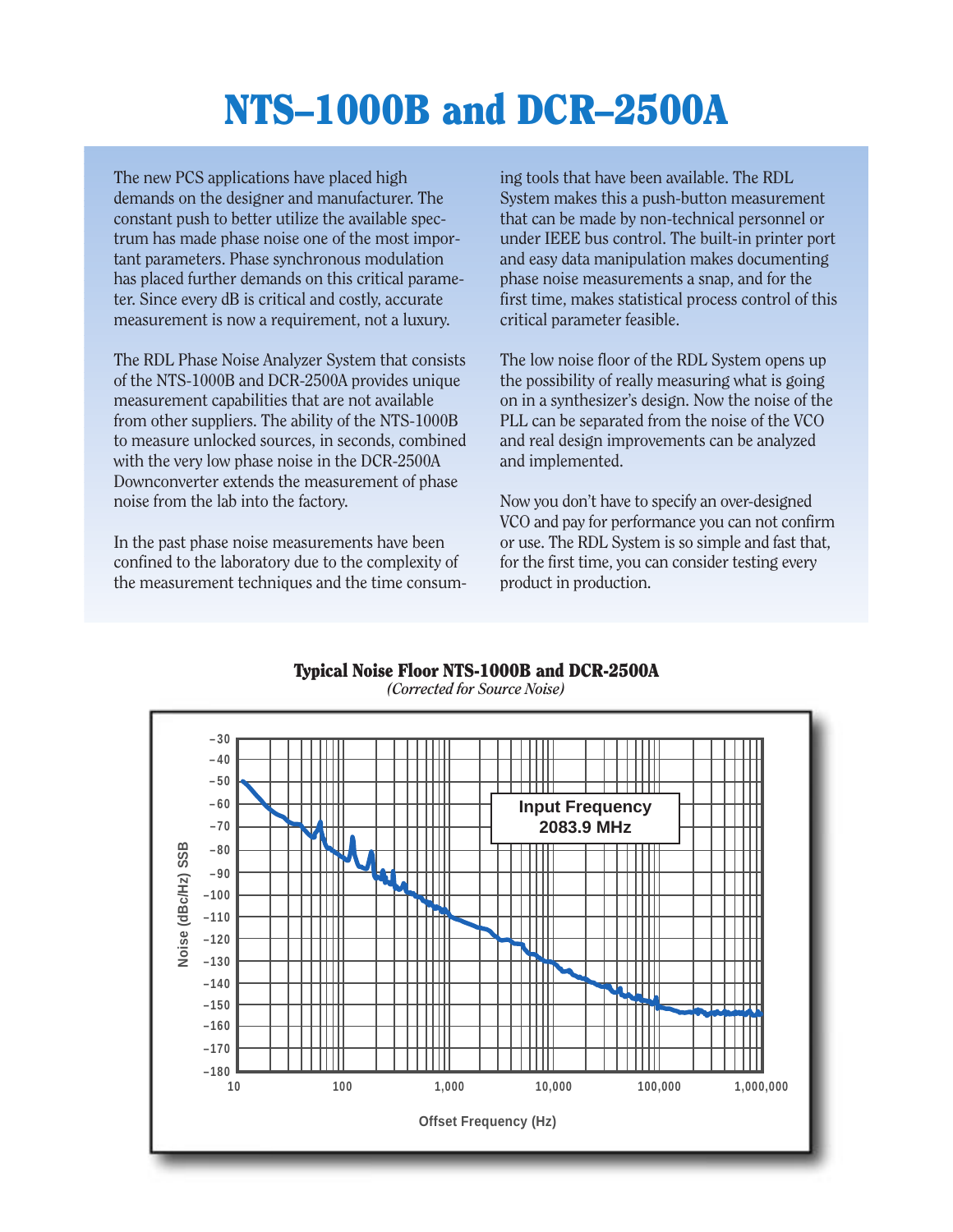# NTS–1000B and DCR–2500A

The new PCS applications have placed high demands on the designer and manufacturer. The constant push to better utilize the available spectrum has made phase noise one of the most important parameters. Phase synchronous modulation has placed further demands on this critical parameter. Since every dB is critical and costly, accurate measurement is now a requirement, not a luxury.

The RDL Phase Noise Analyzer System that consists of the NTS-1000B and DCR-2500A provides unique measurement capabilities that are not available from other suppliers. The ability of the NTS-1000B to measure unlocked sources, in seconds, combined with the very low phase noise in the DCR-2500A Downconverter extends the measurement of phase noise from the lab into the factory.

In the past phase noise measurements have been confined to the laboratory due to the complexity of the measurement techniques and the time consuming tools that have been available. The RDL System makes this a push-button measurement that can be made by non-technical personnel or under IEEE bus control. The built-in printer port and easy data manipulation makes documenting phase noise measurements a snap, and for the first time, makes statistical process control of this critical parameter feasible.

The low noise floor of the RDL System opens up the possibility of really measuring what is going on in a synthesizer's design. Now the noise of the PLL can be separated from the noise of the VCO and real design improvements can be analyzed and implemented.

Now you don't have to specify an over-designed VCO and pay for performance you can not confirm or use. The RDL System is so simple and fast that, for the first time, you can consider testing every product in production.

**Typical Noise Floor NTS-1000B and DCR-2500A**

*(Corrected for Source Noise)*

Input Frequency
2083.9 MHz

Noise (dBc/Hz) SSB

–30
–40
–50
–60
–70
–80
–90
–100
–110
–120
–130
–140
–150
–160
–170
–180

10
100
1,000
10,000
100,000
1,000,000

Offset Frequency (Hz)